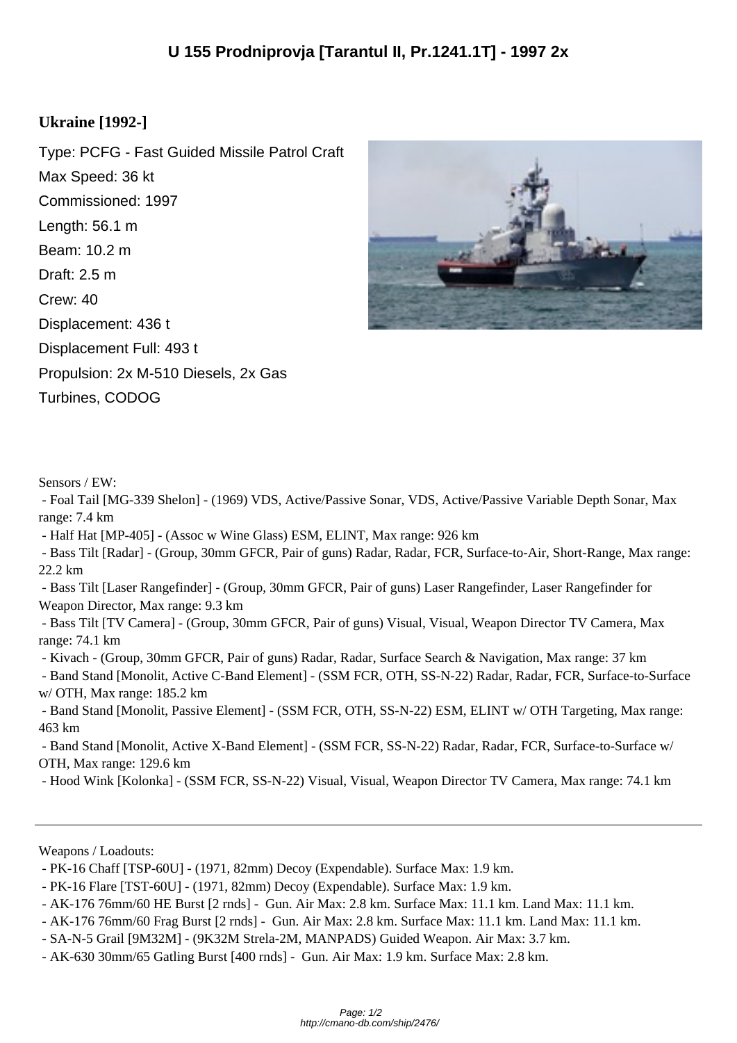# U 155 Prodniprovja [Tarantul II, Pr.1241.1T] - 1997 2x

**Ukraine [1992-]**

Type: PCFG - Fast Guided Missile Patrol Craft
Max Speed: 36 kt
Commissioned: 1997
Length: 56.1 m
Beam: 10.2 m
Draft: 2.5 m
Crew: 40
Displacement: 436 t
Displacement Full: 493 t
Propulsion: 2x M-510 Diesels, 2x Gas Turbines, CODOG

Sensors / EW:

- Foal Tail [MG-339 Shelon] - (1969) VDS, Active/Passive Sonar, VDS, Active/Passive Variable Depth Sonar, Max range: 7.4 km
- Half Hat [MP-405] - (Assoc w Wine Glass) ESM, ELINT, Max range: 926 km
- Bass Tilt [Radar] - (Group, 30mm GFCR, Pair of guns) Radar, Radar, FCR, Surface-to-Air, Short-Range, Max range: 22.2 km
- Bass Tilt [Laser Rangefinder] - (Group, 30mm GFCR, Pair of guns) Laser Rangefinder, Laser Rangefinder for Weapon Director, Max range: 9.3 km
- Bass Tilt [TV Camera] - (Group, 30mm GFCR, Pair of guns) Visual, Visual, Weapon Director TV Camera, Max range: 74.1 km
- Kivach - (Group, 30mm GFCR, Pair of guns) Radar, Radar, Surface Search & Navigation, Max range: 37 km
- Band Stand [Monolit, Active C-Band Element] - (SSM FCR, OTH, SS-N-22) Radar, Radar, FCR, Surface-to-Surface w/ OTH, Max range: 185.2 km
- Band Stand [Monolit, Passive Element] - (SSM FCR, OTH, SS-N-22) ESM, ELINT w/ OTH Targeting, Max range: 463 km
- Band Stand [Monolit, Active X-Band Element] - (SSM FCR, SS-N-22) Radar, Radar, FCR, Surface-to-Surface w/ OTH, Max range: 129.6 km
- Hood Wink [Kolonka] - (SSM FCR, SS-N-22) Visual, Visual, Weapon Director TV Camera, Max range: 74.1 km

---

Weapons / Loadouts:

- PK-16 Chaff [TSP-60U] - (1971, 82mm) Decoy (Expendable). Surface Max: 1.9 km.
- PK-16 Flare [TST-60U] - (1971, 82mm) Decoy (Expendable). Surface Max: 1.9 km.
- AK-176 76mm/60 HE Burst [2 rnds] - Gun. Air Max: 2.8 km. Surface Max: 11.1 km. Land Max: 11.1 km.
- AK-176 76mm/60 Frag Burst [2 rnds] - Gun. Air Max: 2.8 km. Surface Max: 11.1 km. Land Max: 11.1 km.
- SA-N-5 Grail [9M32M] - (9K32M Strela-2M, MANPADS) Guided Weapon. Air Max: 3.7 km.
- AK-630 30mm/65 Gatling Burst [400 rnds] - Gun. Air Max: 1.9 km. Surface Max: 2.8 km.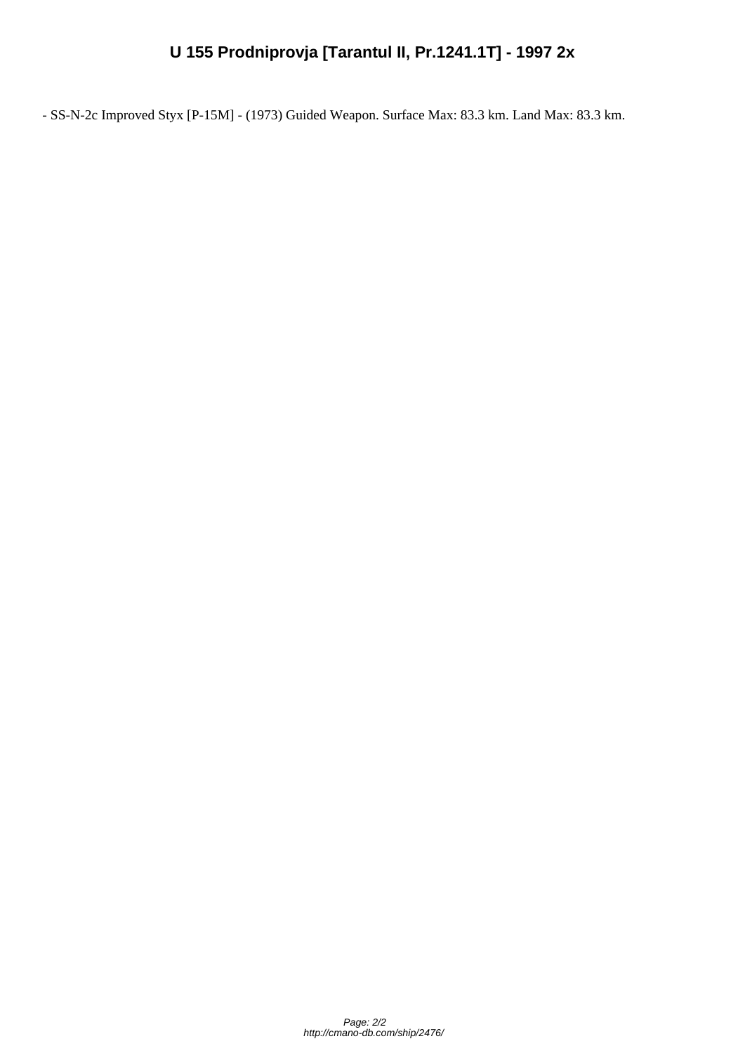- SS-N-2c Improved Styx [P-15M] - (1973) Guided Weapon. Surface Max: 83.3 km. Land Max: 83.3 km.